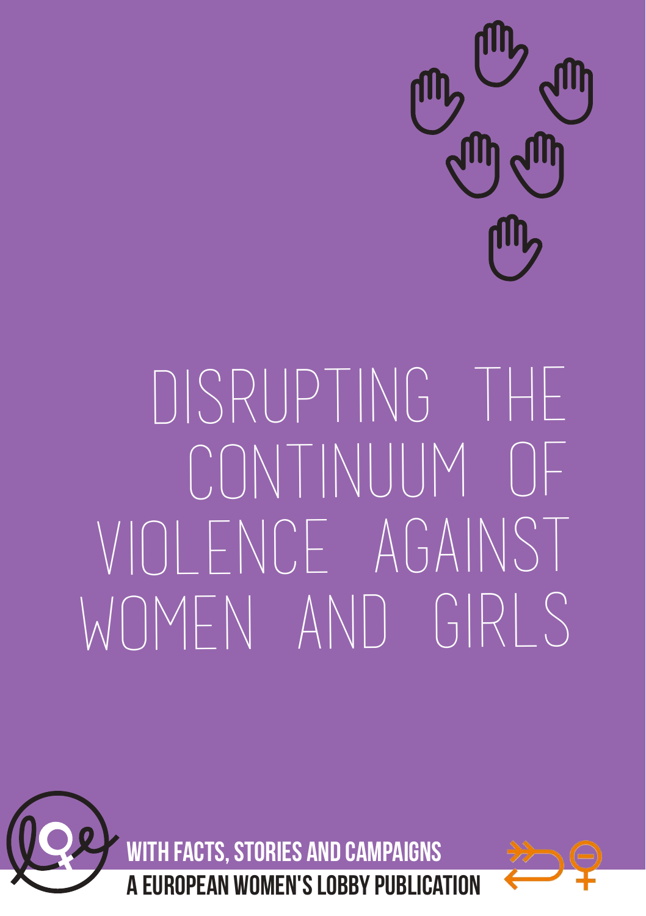# DISRUPTING THE CONTINUUM OF VIOLENCE AGAINST WOMEN AND GIRLS

**WITH FACTS, STORIES AND CAMPAIGNS**

**A EUROPEAN WOMEN'S LOBBY PUBLICATION**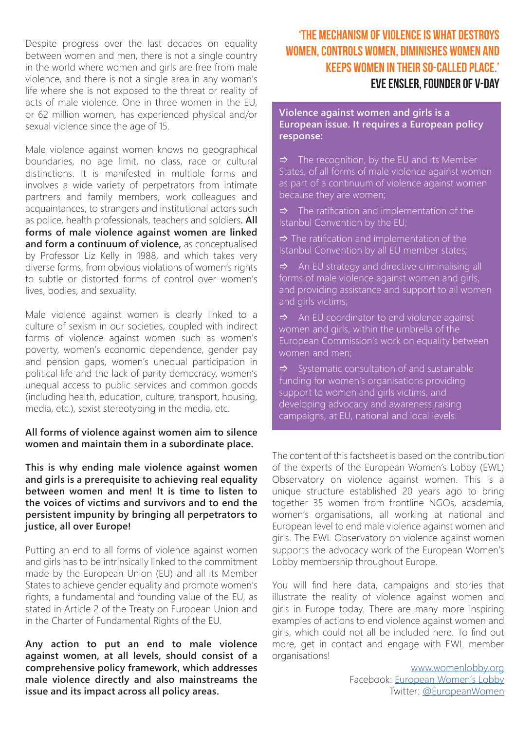Despite progress over the last decades on equality between women and men, there is not a single country in the world where women and girls are free from male violence, and there is not a single area in any woman's life where she is not exposed to the threat or reality of acts of male violence. One in three women in the EU, or 62 million women, has experienced physical and/or sexual violence since the age of 15.

Male violence against women knows no geographical boundaries, no age limit, no class, race or cultural distinctions. It is manifested in multiple forms and involves a wide variety of perpetrators from intimate partners and family members, work colleagues and acquaintances, to strangers and institutional actors such as police, health professionals, teachers and soldiers. **All forms of male violence against women are linked and form a continuum of violence,** as conceptualised by Professor Liz Kelly in 1988, and which takes very diverse forms, from obvious violations of women's rights to subtle or distorted forms of control over women's lives, bodies, and sexuality.

Male violence against women is clearly linked to a culture of sexism in our societies, coupled with indirect forms of violence against women such as women's poverty, women's economic dependence, gender pay and pension gaps, women's unequal participation in political life and the lack of parity democracy, women's unequal access to public services and common goods (including health, education, culture, transport, housing, media, etc.), sexist stereotyping in the media, etc.

**All forms of violence against women aim to silence women and maintain them in a subordinate place.**

**This is why ending male violence against women and girls is a prerequisite to achieving real equality between women and men! It is time to listen to the voices of victims and survivors and to end the persistent impunity by bringing all perpetrators to justice, all over Europe!**

Putting an end to all forms of violence against women and girls has to be intrinsically linked to the commitment made by the European Union (EU) and all its Member States to achieve gender equality and promote women's rights, a fundamental and founding value of the EU, as stated in Article 2 of the Treaty on European Union and in the Charter of Fundamental Rights of the EU.

**Any action to put an end to male violence against women, at all levels, should consist of a comprehensive policy framework, which addresses male violence directly and also mainstreams the issue and its impact across all policy areas.**

## 'THE MECHANISM OF VIOLENCE IS WHAT DESTROYS WOMEN, CONTROLS WOMEN, DIMINISHES WOMEN AND KEEPS WOMEN IN THEIR SO-CALLED PLACE.'

**EVE ENSLER, FOUNDER OF V-DAY**

**Violence against women and girls is a European issue. It requires a European policy response:**

- The recognition, by the EU and its Member States, of all forms of male violence against women as part of a continuum of violence against women because they are women;
- The ratification and implementation of the Istanbul Convention by the EU;
- The ratification and implementation of the Istanbul Convention by all EU member states;
- An EU strategy and directive criminalising all forms of male violence against women and girls, and providing assistance and support to all women and girls victims;
- An EU coordinator to end violence against women and girls, within the umbrella of the European Commission's work on equality between women and men;
- Systematic consultation of and sustainable funding for women's organisations providing support to women and girls victims, and developing advocacy and awareness raising campaigns, at EU, national and local levels.

The content of this factsheet is based on the contribution of the experts of the European Women's Lobby (EWL) Observatory on violence against women. This is a unique structure established 20 years ago to bring together 35 women from frontline NGOs, academia, women's organisations, all working at national and European level to end male violence against women and girls. The EWL Observatory on violence against women supports the advocacy work of the European Women's Lobby membership throughout Europe.

You will find here data, campaigns and stories that illustrate the reality of violence against women and girls in Europe today. There are many more inspiring examples of actions to end violence against women and girls, which could not all be included here. To find out more, get in contact and engage with EWL member organisations!

www.womenlobby.org
Facebook: European Women's Lobby
Twitter: @EuropeanWomen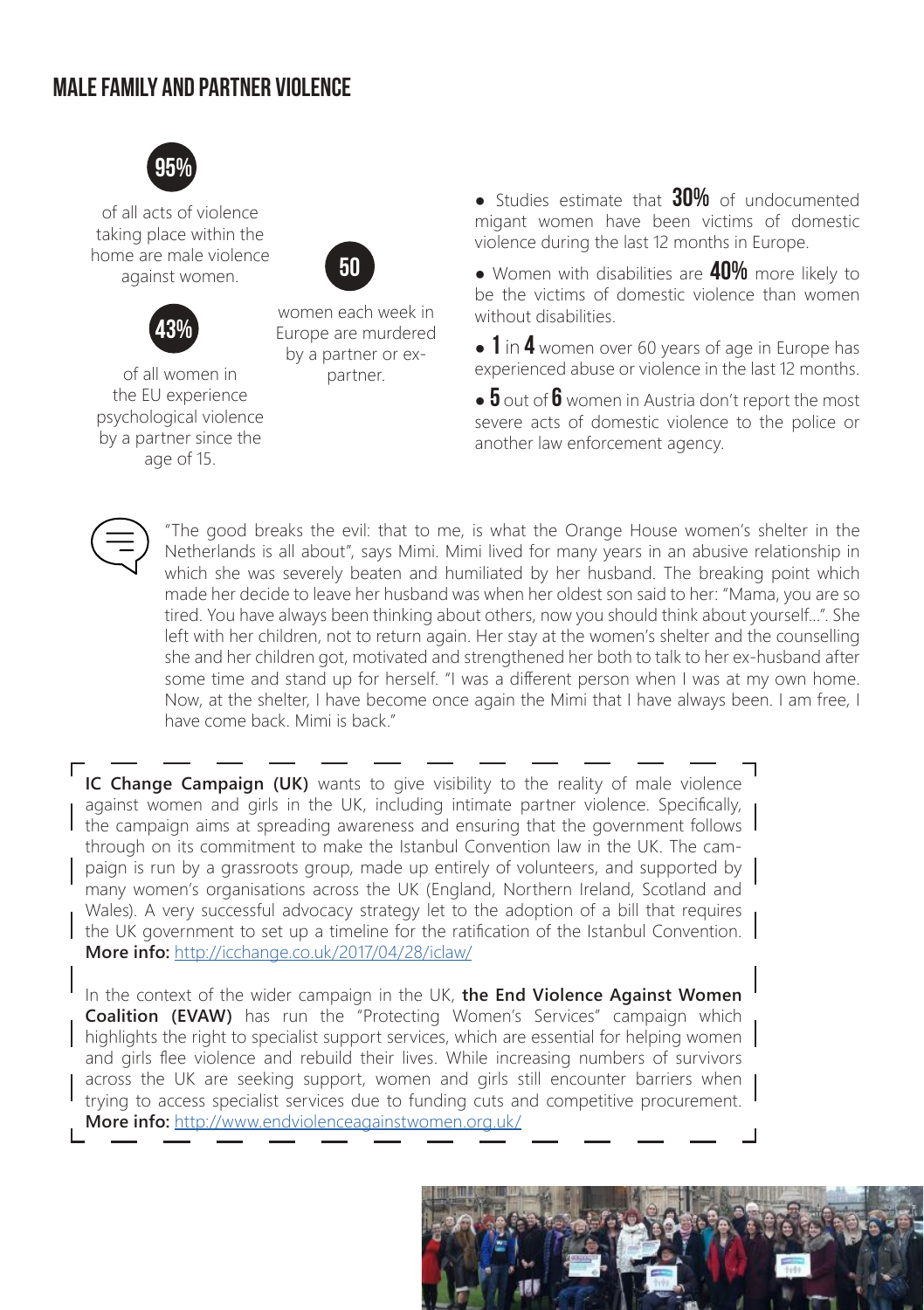# MALE FAMILY AND PARTNER VIOLENCE

**95%** of all acts of violence taking place within the home are male violence against women.

**43%** of all women in the EU experience psychological violence by a partner since the age of 15.

**50** women each week in Europe are murdered by a partner or ex-partner.

- Studies estimate that **30%** of undocumented migant women have been victims of domestic violence during the last 12 months in Europe.
- Women with disabilities are **40%** more likely to be the victims of domestic violence than women without disabilities.
- **1** in **4** women over 60 years of age in Europe has experienced abuse or violence in the last 12 months.
- **5** out of **6** women in Austria don't report the most severe acts of domestic violence to the police or another law enforcement agency.

"The good breaks the evil: that to me, is what the Orange House women's shelter in the Netherlands is all about", says Mimi. Mimi lived for many years in an abusive relationship in which she was severely beaten and humiliated by her husband. The breaking point which made her decide to leave her husband was when her oldest son said to her: "Mama, you are so tired. You have always been thinking about others, now you should think about yourself...". She left with her children, not to return again. Her stay at the women's shelter and the counselling she and her children got, motivated and strengthened her both to talk to her ex-husband after some time and stand up for herself. "I was a different person when I was at my own home. Now, at the shelter, I have become once again the Mimi that I have always been. I am free, I have come back. Mimi is back."

**IC Change Campaign (UK)** wants to give visibility to the reality of male violence against women and girls in the UK, including intimate partner violence. Specifically, the campaign aims at spreading awareness and ensuring that the government follows through on its commitment to make the Istanbul Convention law in the UK. The campaign is run by a grassroots group, made up entirely of volunteers, and supported by many women's organisations across the UK (England, Northern Ireland, Scotland and Wales). A very successful advocacy strategy let to the adoption of a bill that requires the UK government to set up a timeline for the ratification of the Istanbul Convention. **More info:** http://icchange.co.uk/2017/04/28/iclaw/

In the context of the wider campaign in the UK, **the End Violence Against Women Coalition (EVAW)** has run the "Protecting Women's Services" campaign which highlights the right to specialist support services, which are essential for helping women and girls flee violence and rebuild their lives. While increasing numbers of survivors across the UK are seeking support, women and girls still encounter barriers when trying to access specialist services due to funding cuts and competitive procurement. **More info:** http://www.endviolenceagainstwomen.org.uk/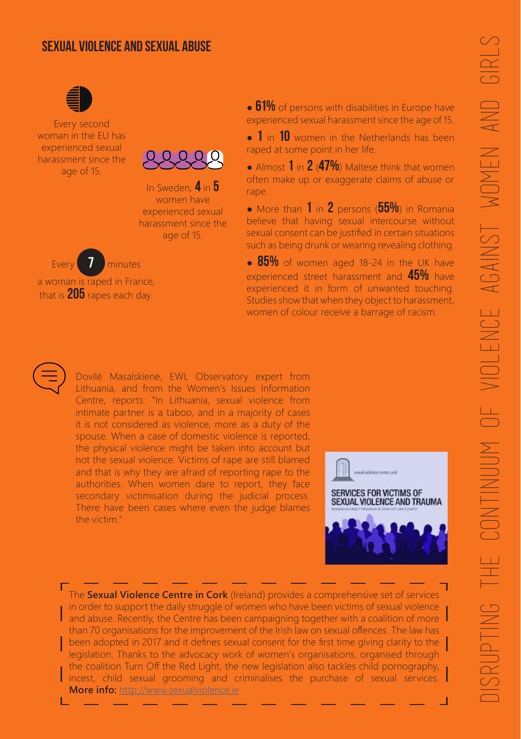## SEXUAL VIOLENCE AND SEXUAL ABUSE

Every second woman in the EU has experienced sexual harassment since the age of 15.

In Sweden, **4** in **5** women have experienced sexual harassment since the age of 15.

Every **7** minutes a woman is raped in France, that is **205** rapes each day.

- **61%** of persons with disabilities in Europe have experienced sexual harassment since the age of 15.
- **1** in **10** women in the Netherlands has been raped at some point in her life.
- Almost **1** in **2** (**47%**) Maltese think that women often make up or exaggerate claims of abuse or rape.
- More than **1** in **2** persons (**55%**) in Romania believe that having sexual intercourse without sexual consent can be justified in certain situations such as being drunk or wearing revealing clothing.
- **85%** of women aged 18-24 in the UK have experienced street harassment and **45%** have experienced it in form of unwanted touching. Studies show that when they object to harassment, women of colour receive a barrage of racism.

Dovilė Masalskienė, EWL Observatory expert from Lithuania, and from the Women's Issues Information Centre, reports: "In Lithuania, sexual violence from intimate partner is a taboo, and in a majority of cases it is not considered as violence, more as a duty of the spouse. When a case of domestic violence is reported, the physical violence might be taken into account but not the sexual violence. Victims of rape are still blamed and that is why they are afraid of reporting rape to the authorities. When women dare to report, they face secondary victimisation during the judicial process. There have been cases where even the judge blames the victim."

sexual violence centre cork

SERVICES FOR VICTIMS OF SEXUAL VIOLENCE AND TRAUMA

The **Sexual Violence Centre in Cork** (Ireland) provides a comprehensive set of services in order to support the daily struggle of women who have been victims of sexual violence and abuse. Recently, the Centre has been campaigning together with a coalition of more than 70 organisations for the improvement of the Irish law on sexual offences. The law has been adopted in 2017 and it defines sexual consent for the first time giving clarity to the legislation. Thanks to the advocacy work of women's organisations, organised through the coalition Turn Off the Red Light, the new legislation also tackles child pornography, incest, child sexual grooming and criminalises the purchase of sexual services. **More info:** http://www.sexualviolence.ie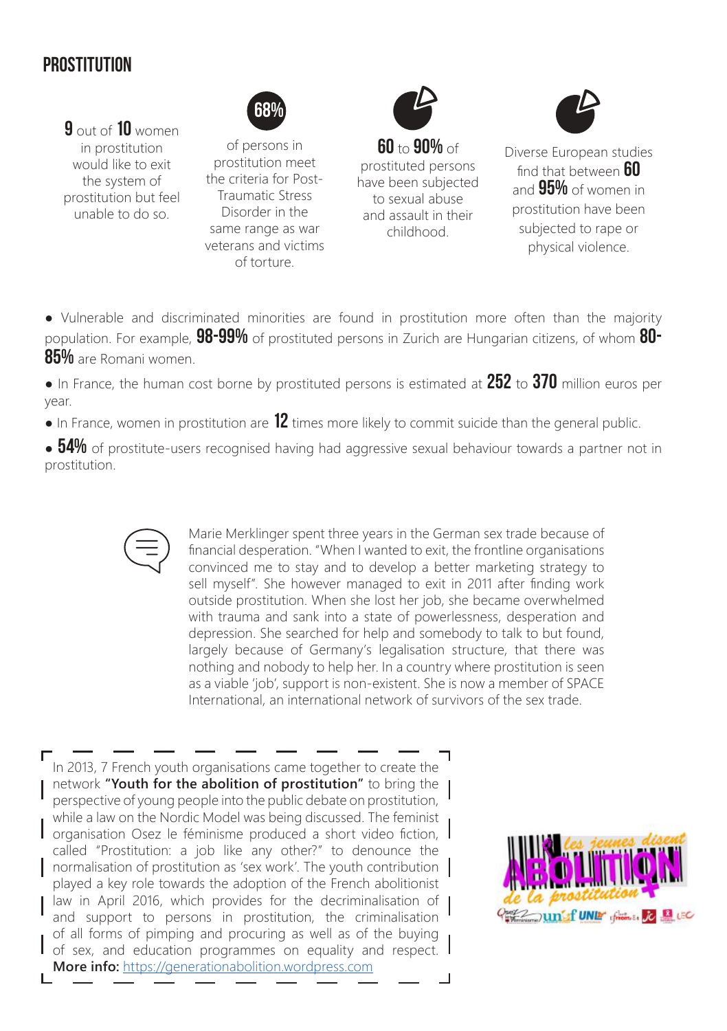## PROSTITUTION

**9** out of **10** women in prostitution would like to exit the system of prostitution but feel unable to do so.

**68%** of persons in prostitution meet the criteria for Post-Traumatic Stress Disorder in the same range as war veterans and victims of torture.

**60** to **90%** of prostituted persons have been subjected to sexual abuse and assault in their childhood.

Diverse European studies find that between **60** and **95%** of women in prostitution have been subjected to rape or physical violence.

- Vulnerable and discriminated minorities are found in prostitution more often than the majority population. For example, **98-99%** of prostituted persons in Zurich are Hungarian citizens, of whom **80-85%** are Romani women.
- In France, the human cost borne by prostituted persons is estimated at **252** to **370** million euros per year.
- In France, women in prostitution are **12** times more likely to commit suicide than the general public.
- **54%** of prostitute-users recognised having had aggressive sexual behaviour towards a partner not in prostitution.

Marie Merklinger spent three years in the German sex trade because of financial desperation. "When I wanted to exit, the frontline organisations convinced me to stay and to develop a better marketing strategy to sell myself". She however managed to exit in 2011 after finding work outside prostitution. When she lost her job, she became overwhelmed with trauma and sank into a state of powerlessness, desperation and depression. She searched for help and somebody to talk to but found, largely because of Germany's legalisation structure, that there was nothing and nobody to help her. In a country where prostitution is seen as a viable 'job', support is non-existent. She is now a member of SPACE International, an international network of survivors of the sex trade.

In 2013, 7 French youth organisations came together to create the network **"Youth for the abolition of prostitution"** to bring the perspective of young people into the public debate on prostitution, while a law on the Nordic Model was being discussed. The feminist organisation Osez le féminisme produced a short video fiction, called "Prostitution: a job like any other?" to denounce the normalisation of prostitution as 'sex work'. The youth contribution played a key role towards the adoption of the French abolitionist law in April 2016, which provides for the decriminalisation of and support to persons in prostitution, the criminalisation of all forms of pimping and procuring as well as of the buying of sex, and education programmes on equality and respect. **More info:** https://generationabolition.wordpress.com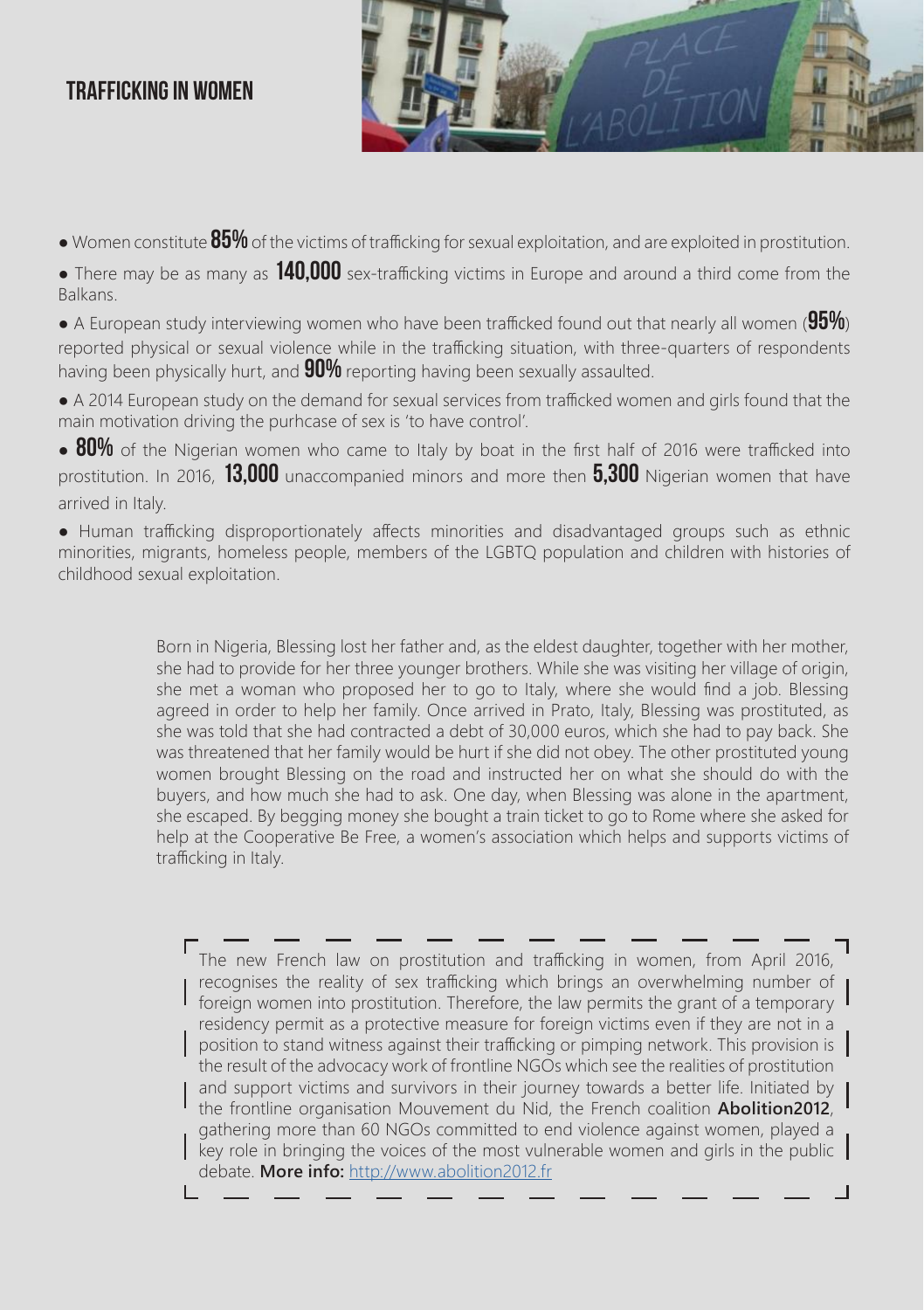# TRAFFICKING IN WOMEN

- Women constitute **85%** of the victims of trafficking for sexual exploitation, and are exploited in prostitution.
- There may be as many as **140,000** sex-trafficking victims in Europe and around a third come from the Balkans.
- A European study interviewing women who have been trafficked found out that nearly all women (**95%**) reported physical or sexual violence while in the trafficking situation, with three-quarters of respondents having been physically hurt, and **90%** reporting having been sexually assaulted.
- A 2014 European study on the demand for sexual services from trafficked women and girls found that the main motivation driving the purhcase of sex is 'to have control'.
- **80%** of the Nigerian women who came to Italy by boat in the first half of 2016 were trafficked into prostitution. In 2016, **13,000** unaccompanied minors and more then **5,300** Nigerian women that have arrived in Italy.
- Human trafficking disproportionately affects minorities and disadvantaged groups such as ethnic minorities, migrants, homeless people, members of the LGBTQ population and children with histories of childhood sexual exploitation.

Born in Nigeria, Blessing lost her father and, as the eldest daughter, together with her mother, she had to provide for her three younger brothers. While she was visiting her village of origin, she met a woman who proposed her to go to Italy, where she would find a job. Blessing agreed in order to help her family. Once arrived in Prato, Italy, Blessing was prostituted, as she was told that she had contracted a debt of 30,000 euros, which she had to pay back. She was threatened that her family would be hurt if she did not obey. The other prostituted young women brought Blessing on the road and instructed her on what she should do with the buyers, and how much she had to ask. One day, when Blessing was alone in the apartment, she escaped. By begging money she bought a train ticket to go to Rome where she asked for help at the Cooperative Be Free, a women's association which helps and supports victims of trafficking in Italy.

The new French law on prostitution and trafficking in women, from April 2016, recognises the reality of sex trafficking which brings an overwhelming number of foreign women into prostitution. Therefore, the law permits the grant of a temporary residency permit as a protective measure for foreign victims even if they are not in a position to stand witness against their trafficking or pimping network. This provision is the result of the advocacy work of frontline NGOs which see the realities of prostitution and support victims and survivors in their journey towards a better life. Initiated by the frontline organisation Mouvement du Nid, the French coalition **Abolition2012**, gathering more than 60 NGOs committed to end violence against women, played a key role in bringing the voices of the most vulnerable women and girls in the public debate. **More info:** [http://www.abolition2012.fr](http://www.abolition2012.fr)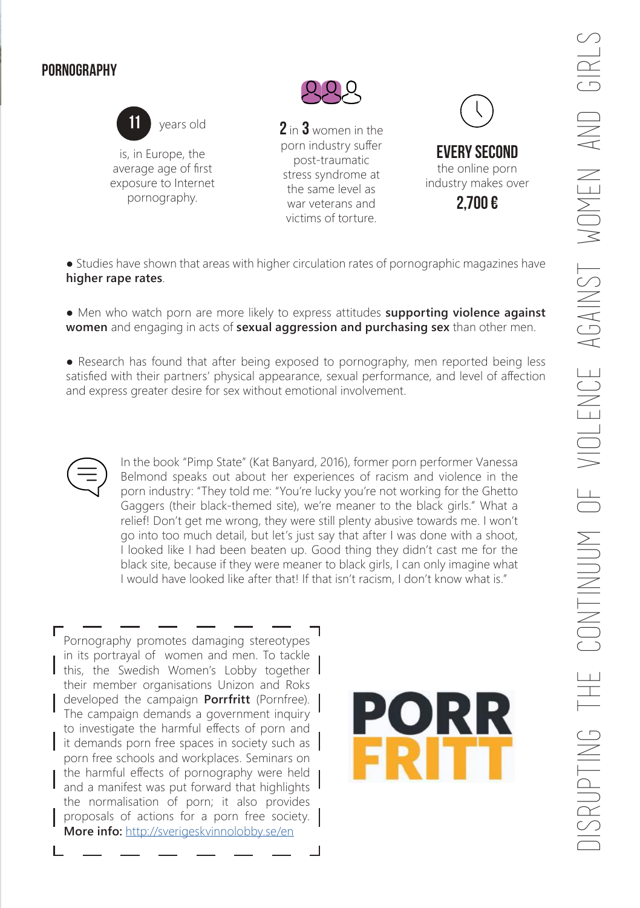## PORNOGRAPHY

**11** years old

is, in Europe, the average age of first exposure to Internet pornography.

**2** in **3** women in the porn industry suffer post-traumatic stress syndrome at the same level as war veterans and victims of torture.

**EVERY SECOND**

the online porn industry makes over

**2,700 €**

- Studies have shown that areas with higher circulation rates of pornographic magazines have **higher rape rates**.

- Men who watch porn are more likely to express attitudes **supporting violence against women** and engaging in acts of **sexual aggression and purchasing sex** than other men.

- Research has found that after being exposed to pornography, men reported being less satisfied with their partners' physical appearance, sexual performance, and level of affection and express greater desire for sex without emotional involvement.

In the book "Pimp State" (Kat Banyard, 2016), former porn performer Vanessa Belmond speaks out about her experiences of racism and violence in the porn industry: "They told me: "You're lucky you're not working for the Ghetto Gaggers (their black-themed site), we're meaner to the black girls." What a relief! Don't get me wrong, they were still plenty abusive towards me. I won't go into too much detail, but let's just say that after I was done with a shoot, I looked like I had been beaten up. Good thing they didn't cast me for the black site, because if they were meaner to black girls, I can only imagine what I would have looked like after that! If that isn't racism, I don't know what is."

Pornography promotes damaging stereotypes in its portrayal of women and men. To tackle this, the Swedish Women's Lobby together their member organisations Unizon and Roks developed the campaign **Porrfritt** (Pornfree). The campaign demands a government inquiry to investigate the harmful effects of porn and it demands porn free spaces in society such as porn free schools and workplaces. Seminars on the harmful effects of pornography were held and a manifest was put forward that highlights the normalisation of porn; it also provides proposals of actions for a porn free society. **More info:** http://sverigeskvinnolobby.se/en

PORR FRITT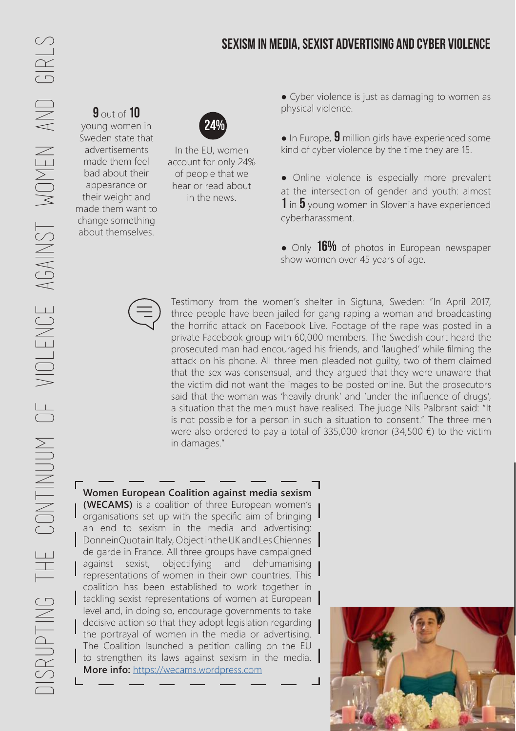## SEXISM IN MEDIA, SEXIST ADVERTISING AND CYBER VIOLENCE

**9** out of **10** young women in Sweden state that advertisements made them feel bad about their appearance or their weight and made them want to change something about themselves.

**24%**

In the EU, women account for only 24% of people that we hear or read about in the news.

- Cyber violence is just as damaging to women as physical violence.
- In Europe, **9** million girls have experienced some kind of cyber violence by the time they are 15.
- Online violence is especially more prevalent at the intersection of gender and youth: almost **1** in **5** young women in Slovenia have experienced cyberharassment.
- Only **16%** of photos in European newspaper show women over 45 years of age.

Testimony from the women's shelter in Sigtuna, Sweden: "In April 2017, three people have been jailed for gang raping a woman and broadcasting the horrific attack on Facebook Live. Footage of the rape was posted in a private Facebook group with 60,000 members. The Swedish court heard the prosecuted man had encouraged his friends, and 'laughed' while filming the attack on his phone. All three men pleaded not guilty, two of them claimed that the sex was consensual, and they argued that they were unaware that the victim did not want the images to be posted online. But the prosecutors said that the woman was 'heavily drunk' and 'under the influence of drugs', a situation that the men must have realised. The judge Nils Palbrant said: "It is not possible for a person in such a situation to consent." The three men were also ordered to pay a total of 335,000 kronor (34,500 €) to the victim in damages."

**Women European Coalition against media sexism (WECAMS)** is a coalition of three European women's organisations set up with the specific aim of bringing an end to sexism in the media and advertising: DonneinQuota in Italy, Object in the UK and Les Chiennes de garde in France. All three groups have campaigned against sexist, objectifying and dehumanising representations of women in their own countries. This coalition has been established to work together in tackling sexist representations of women at European level and, in doing so, encourage governments to take decisive action so that they adopt legislation regarding the portrayal of women in the media or advertising. The Coalition launched a petition calling on the EU to strengthen its laws against sexism in the media. **More info:** https://wecams.wordpress.com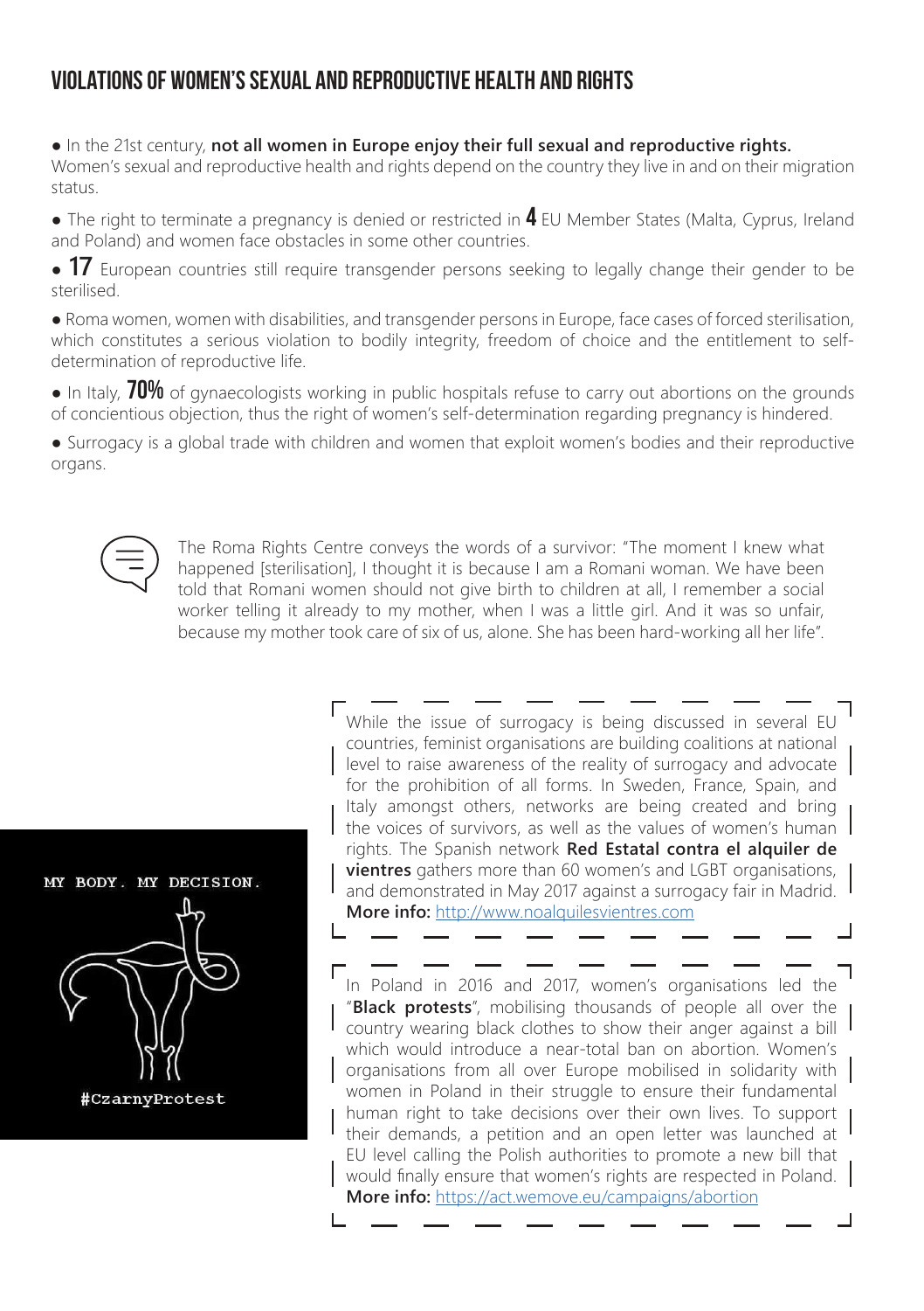## VIOLATIONS OF WOMEN'S SEXUAL AND REPRODUCTIVE HEALTH AND RIGHTS

- In the 21st century, **not all women in Europe enjoy their full sexual and reproductive rights.** Women's sexual and reproductive health and rights depend on the country they live in and on their migration status.
- The right to terminate a pregnancy is denied or restricted in **4** EU Member States (Malta, Cyprus, Ireland and Poland) and women face obstacles in some other countries.
- **17** European countries still require transgender persons seeking to legally change their gender to be sterilised.
- Roma women, women with disabilities, and transgender persons in Europe, face cases of forced sterilisation, which constitutes a serious violation to bodily integrity, freedom of choice and the entitlement to self-determination of reproductive life.
- In Italy, **70%** of gynaecologists working in public hospitals refuse to carry out abortions on the grounds of concientious objection, thus the right of women's self-determination regarding pregnancy is hindered.
- Surrogacy is a global trade with children and women that exploit women's bodies and their reproductive organs.

The Roma Rights Centre conveys the words of a survivor: "The moment I knew what happened [sterilisation], I thought it is because I am a Romani woman. We have been told that Romani women should not give birth to children at all, I remember a social worker telling it already to my mother, when I was a little girl. And it was so unfair, because my mother took care of six of us, alone. She has been hard-working all her life".

While the issue of surrogacy is being discussed in several EU countries, feminist organisations are building coalitions at national level to raise awareness of the reality of surrogacy and advocate for the prohibition of all forms. In Sweden, France, Spain, and Italy amongst others, networks are being created and bring the voices of survivors, as well as the values of women's human rights. The Spanish network **Red Estatal contra el alquiler de vientres** gathers more than 60 women's and LGBT organisations, and demonstrated in May 2017 against a surrogacy fair in Madrid. **More info:** http://www.noalquilesvientres.com

MY BODY. MY DECISION.

#CzarnyProtest

In Poland in 2016 and 2017, women's organisations led the "**Black protests**", mobilising thousands of people all over the country wearing black clothes to show their anger against a bill which would introduce a near-total ban on abortion. Women's organisations from all over Europe mobilised in solidarity with women in Poland in their struggle to ensure their fundamental human right to take decisions over their own lives. To support their demands, a petition and an open letter was launched at EU level calling the Polish authorities to promote a new bill that would finally ensure that women's rights are respected in Poland. **More info:** https://act.wemove.eu/campaigns/abortion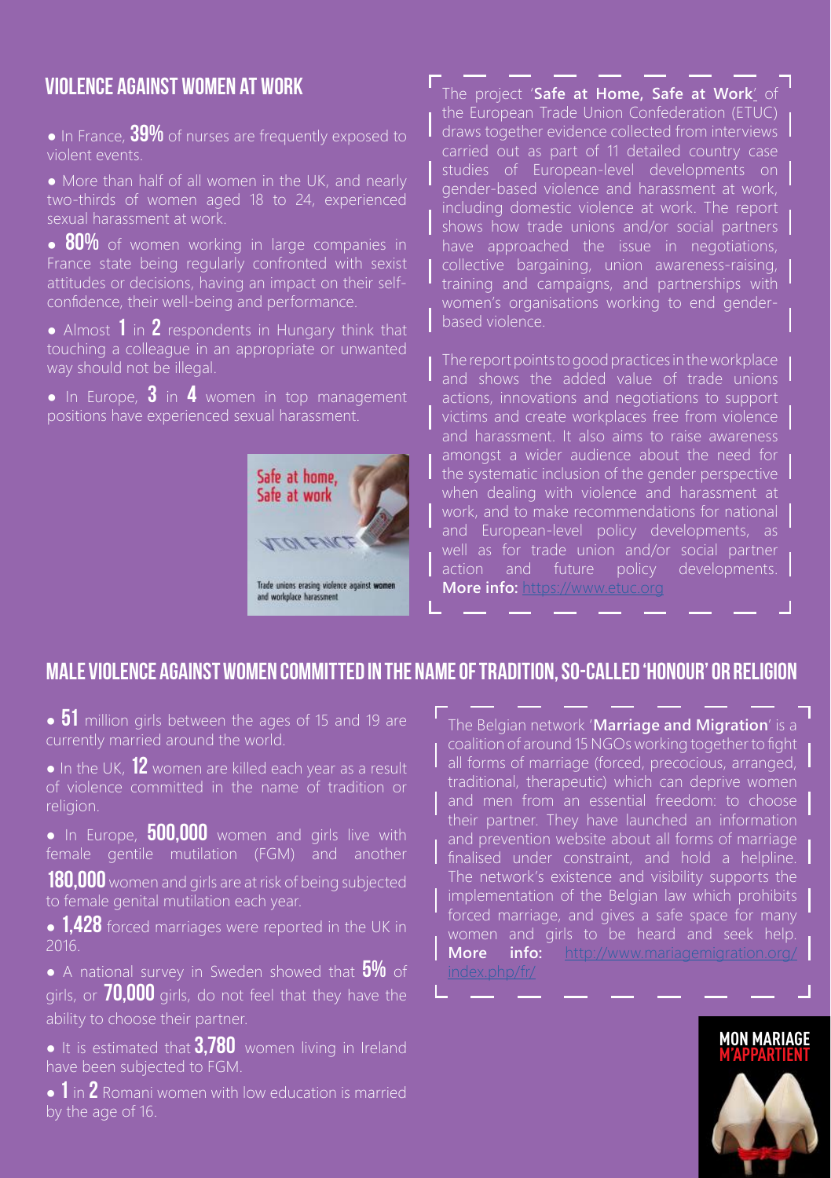## VIOLENCE AGAINST WOMEN AT WORK

- In France, **39%** of nurses are frequently exposed to violent events.
- More than half of all women in the UK, and nearly two-thirds of women aged 18 to 24, experienced sexual harassment at work.
- **80%** of women working in large companies in France state being regularly confronted with sexist attitudes or decisions, having an impact on their self-confidence, their well-being and performance.
- Almost **1** in **2** respondents in Hungary think that touching a colleague in an appropriate or unwanted way should not be illegal.
- In Europe, **3** in **4** women in top management positions have experienced sexual harassment.

The project '**Safe at Home, Safe at Work**' of the European Trade Union Confederation (ETUC) draws together evidence collected from interviews carried out as part of 11 detailed country case studies of European-level developments on gender-based violence and harassment at work, including domestic violence at work. The report shows how trade unions and/or social partners have approached the issue in negotiations, collective bargaining, union awareness-raising, training and campaigns, and partnerships with women's organisations working to end gender-based violence.

The report points to good practices in the workplace and shows the added value of trade unions actions, innovations and negotiations to support victims and create workplaces free from violence and harassment. It also aims to raise awareness amongst a wider audience about the need for the systematic inclusion of the gender perspective when dealing with violence and harassment at work, and to make recommendations for national and European-level policy developments, as well as for trade union and/or social partner action and future policy developments. **More info:** https://www.etuc.org

## MALE VIOLENCE AGAINST WOMEN COMMITTED IN THE NAME OF TRADITION, SO-CALLED 'HONOUR' OR RELIGION

- **51** million girls between the ages of 15 and 19 are currently married around the world.
- In the UK, **12** women are killed each year as a result of violence committed in the name of tradition or religion.
- In Europe, **500,000** women and girls live with female gentile mutilation (FGM) and another **180,000** women and girls are at risk of being subjected to female genital mutilation each year.
- **1,428** forced marriages were reported in the UK in 2016.
- A national survey in Sweden showed that **5%** of girls, or **70,000** girls, do not feel that they have the ability to choose their partner.
- It is estimated that **3,780** women living in Ireland have been subjected to FGM.
- **1** in **2** Romani women with low education is married by the age of 16.

The Belgian network '**Marriage and Migration**' is a coalition of around 15 NGOs working together to fight all forms of marriage (forced, precocious, arranged, traditional, therapeutic) which can deprive women and men from an essential freedom: to choose their partner. They have launched an information and prevention website about all forms of marriage finalised under constraint, and hold a helpline. The network's existence and visibility supports the implementation of the Belgian law which prohibits forced marriage, and gives a safe space for many women and girls to be heard and seek help. **More info:** http://www.mariagemigration.org/index.php/fr/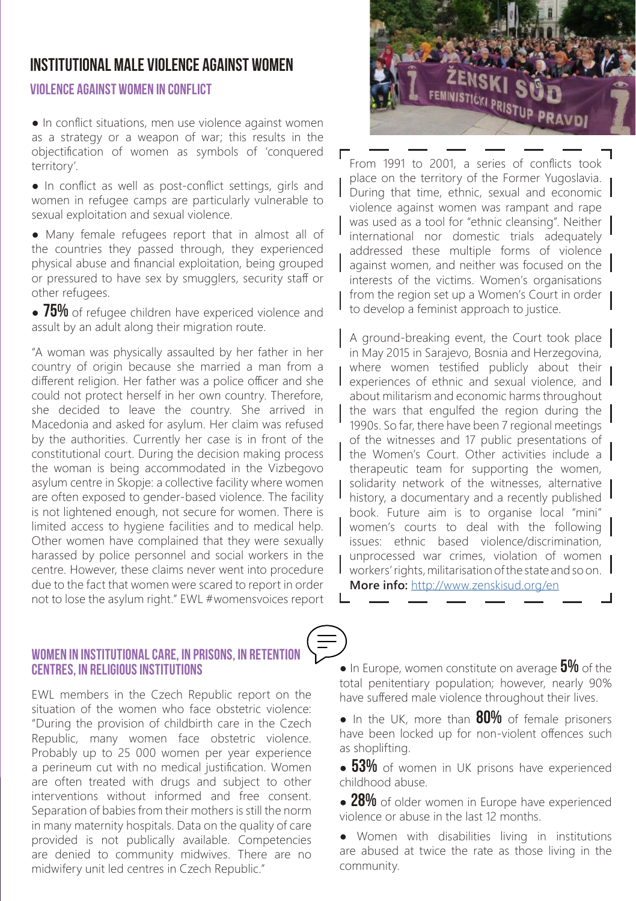# INSTITUTIONAL MALE VIOLENCE AGAINST WOMEN

## VIOLENCE AGAINST WOMEN IN CONFLICT

- In conflict situations, men use violence against women as a strategy or a weapon of war; this results in the objectification of women as symbols of 'conquered territory'.
- In conflict as well as post-conflict settings, girls and women in refugee camps are particularly vulnerable to sexual exploitation and sexual violence.
- Many female refugees report that in almost all of the countries they passed through, they experienced physical abuse and financial exploitation, being grouped or pressured to have sex by smugglers, security staff or other refugees.
- **75%** of refugee children have expericed violence and assult by an adult along their migration route.

"A woman was physically assaulted by her father in her country of origin because she married a man from a different religion. Her father was a police officer and she could not protect herself in her own country. Therefore, she decided to leave the country. She arrived in Macedonia and asked for asylum. Her claim was refused by the authorities. Currently her case is in front of the constitutional court. During the decision making process the woman is being accommodated in the Vizbegovo asylum centre in Skopje: a collective facility where women are often exposed to gender-based violence. The facility is not lightened enough, not secure for women. There is limited access to hygiene facilities and to medical help. Other women have complained that they were sexually harassed by police personnel and social workers in the centre. However, these claims never went into procedure due to the fact that women were scared to report in order not to lose the asylum right." EWL #womensvoices report

From 1991 to 2001, a series of conflicts took place on the territory of the Former Yugoslavia. During that time, ethnic, sexual and economic violence against women was rampant and rape was used as a tool for "ethnic cleansing". Neither international nor domestic trials adequately addressed these multiple forms of violence against women, and neither was focused on the interests of the victims. Women's organisations from the region set up a Women's Court in order to develop a feminist approach to justice.

A ground-breaking event, the Court took place in May 2015 in Sarajevo, Bosnia and Herzegovina, where women testified publicly about their experiences of ethnic and sexual violence, and about militarism and economic harms throughout the wars that engulfed the region during the 1990s. So far, there have been 7 regional meetings of the witnesses and 17 public presentations of the Women's Court. Other activities include a therapeutic team for supporting the women, solidarity network of the witnesses, alternative history, a documentary and a recently published book. Future aim is to organise local "mini" women's courts to deal with the following issues: ethnic based violence/discrimination, unprocessed war crimes, violation of women workers' rights, militarisation of the state and so on. **More info:** http://www.zenskisud.org/en

## WOMEN IN INSTITUTIONAL CARE, IN PRISONS, IN RETENTION CENTRES, IN RELIGIOUS INSTITUTIONS

EWL members in the Czech Republic report on the situation of the women who face obstetric violence: "During the provision of childbirth care in the Czech Republic, many women face obstetric violence. Probably up to 25 000 women per year experience a perineum cut with no medical justification. Women are often treated with drugs and subject to other interventions without informed and free consent. Separation of babies from their mothers is still the norm in many maternity hospitals. Data on the quality of care provided is not publically available. Competencies are denied to community midwives. There are no midwifery unit led centres in Czech Republic."

- In Europe, women constitute on average **5%** of the total penitentiary population; however, nearly 90% have suffered male violence throughout their lives.
- In the UK, more than **80%** of female prisoners have been locked up for non-violent offences such as shoplifting.
- **53%** of women in UK prisons have experienced childhood abuse.
- **28%** of older women in Europe have experienced violence or abuse in the last 12 months.
- Women with disabilities living in institutions are abused at twice the rate as those living in the community.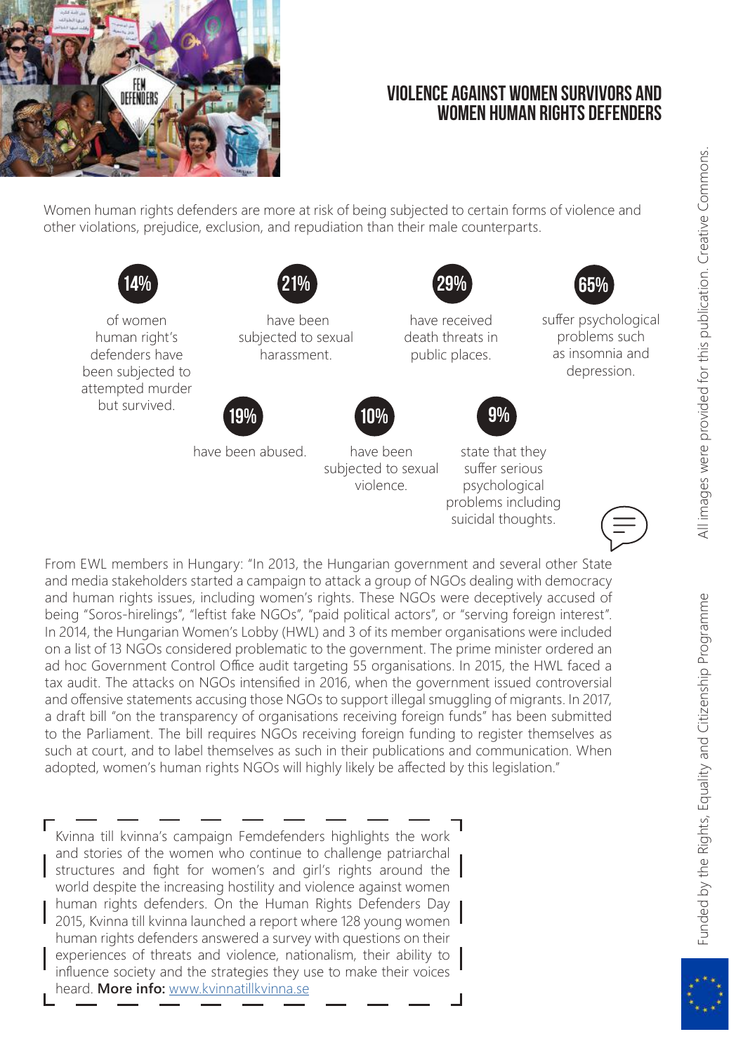## VIOLENCE AGAINST WOMEN SURVIVORS AND WOMEN HUMAN RIGHTS DEFENDERS

Women human rights defenders are more at risk of being subjected to certain forms of violence and other violations, prejudice, exclusion, and repudiation than their male counterparts.

**14%** of women human right's defenders have been subjected to attempted murder but survived.

**21%** have been subjected to sexual harassment.

**29%** have received death threats in public places.

**65%** suffer psychological problems such as insomnia and depression.

**19%** have been abused.

**10%** have been subjected to sexual violence.

**9%** state that they suffer serious psychological problems including suicidal thoughts.

From EWL members in Hungary: "In 2013, the Hungarian government and several other State and media stakeholders started a campaign to attack a group of NGOs dealing with democracy and human rights issues, including women's rights. These NGOs were deceptively accused of being "Soros-hirelings", "leftist fake NGOs", "paid political actors", or "serving foreign interest". In 2014, the Hungarian Women's Lobby (HWL) and 3 of its member organisations were included on a list of 13 NGOs considered problematic to the government. The prime minister ordered an ad hoc Government Control Office audit targeting 55 organisations. In 2015, the HWL faced a tax audit. The attacks on NGOs intensified in 2016, when the government issued controversial and offensive statements accusing those NGOs to support illegal smuggling of migrants. In 2017, a draft bill "on the transparency of organisations receiving foreign funds" has been submitted to the Parliament. The bill requires NGOs receiving foreign funding to register themselves as such at court, and to label themselves as such in their publications and communication. When adopted, women's human rights NGOs will highly likely be affected by this legislation."

Kvinna till kvinna's campaign Femdefenders highlights the work and stories of the women who continue to challenge patriarchal structures and fight for women's and girl's rights around the world despite the increasing hostility and violence against women human rights defenders. On the Human Rights Defenders Day 2015, Kvinna till kvinna launched a report where 128 young women human rights defenders answered a survey with questions on their experiences of threats and violence, nationalism, their ability to influence society and the strategies they use to make their voices heard. **More info:** www.kvinnatillkvinna.se

All images were provided for this publication. Creative Commons.

Funded by the Rights, Equality and Citizenship Programme